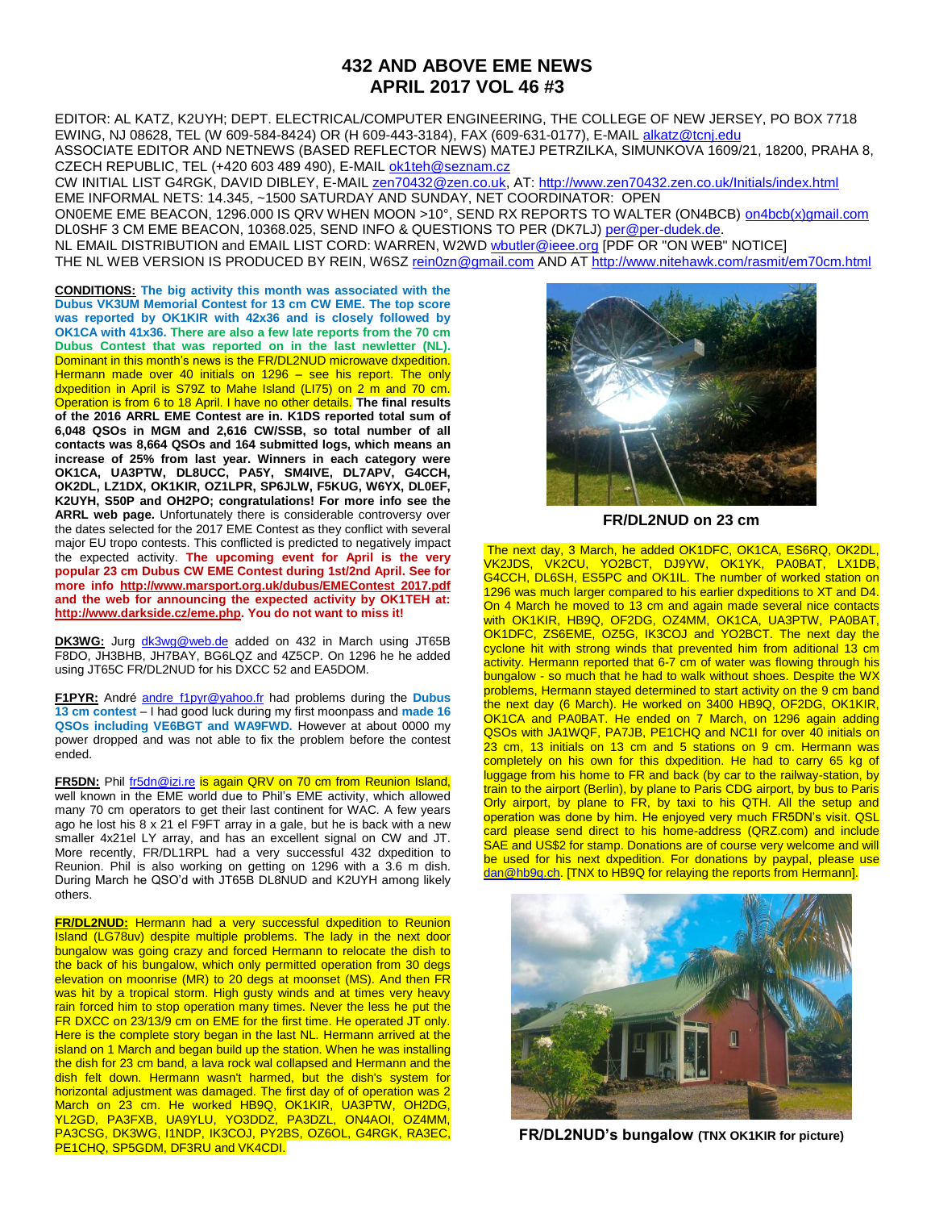# 432 AND ABOVE EME NEWS
# APRIL 2017 VOL 46 #3

EDITOR: AL KATZ, K2UYH; DEPT. ELECTRICAL/COMPUTER ENGINEERING, THE COLLEGE OF NEW JERSEY, PO BOX 7718 EWING, NJ 08628, TEL (W 609-584-8424) OR (H 609-443-3184), FAX (609-631-0177), E-MAIL alkatz@tcnj.edu
ASSOCIATE EDITOR AND NETNEWS (BASED REFLECTOR NEWS) MATEJ PETRZILKA, SIMUNKOVA 1609/21, 18200, PRAHA 8, CZECH REPUBLIC, TEL (+420 603 489 490), E-MAIL ok1teh@seznam.cz
CW INITIAL LIST G4RGK, DAVID DIBLEY, E-MAIL zen70432@zen.co.uk, AT: http://www.zen70432.zen.co.uk/Initials/index.html
EME INFORMAL NETS: 14.345, ~1500 SATURDAY AND SUNDAY, NET COORDINATOR: OPEN
ON0EME EME BEACON, 1296.000 IS QRV WHEN MOON >10°, SEND RX REPORTS TO WALTER (ON4BCB) on4bcb(x)gmail.com
DL0SHF 3 CM EME BEACON, 10368.025, SEND INFO & QUESTIONS TO PER (DK7LJ) per@per-dudek.de.
NL EMAIL DISTRIBUTION and EMAIL LIST CORD: WARREN, W2WD wbutler@ieee.org [PDF OR "ON WEB" NOTICE]
THE NL WEB VERSION IS PRODUCED BY REIN, W6SZ rein0zn@gmail.com AND AT http://www.nitehawk.com/rasmit/em70cm.html

**CONDITIONS:** **The big activity this month was associated with the Dubus VK3UM Memorial Contest for 13 cm CW EME. The top score was reported by OK1KIR with 42x36 and is closely followed by OK1CA with 41x36. There are also a few late reports from the 70 cm Dubus Contest that was reported on in the last newletter (NL).** Dominant in this month's news is the FR/DL2NUD microwave dxpedition. Hermann made over 40 initials on 1296 – see his report. The only dxpedition in April is S79Z to Mahe Island (LI75) on 2 m and 70 cm. Operation is from 6 to 18 April. I have no other details. **The final results of the 2016 ARRL EME Contest are in. K1DS reported total sum of 6,048 QSOs in MGM and 2,616 CW/SSB, so total number of all contacts was 8,664 QSOs and 164 submitted logs, which means an increase of 25% from last year. Winners in each category were OK1CA, UA3PTW, DL8UCC, PA5Y, SM4IVE, DL7APV, G4CCH, OK2DL, LZ1DX, OK1KIR, OZ1LPR, SP6JLW, F5KUG, W6YX, DL0EF, K2UYH, S50P and OH2PO; congratulations! For more info see the ARRL web page.** Unfortunately there is considerable controversy over the dates selected for the 2017 EME Contest as they conflict with several major EU tropo contests. This conflict is predicted to negatively impact the expected activity. **The upcoming event for April is the very popular 23 cm Dubus CW EME Contest during 1st/2nd April. See for more info http://www.marsport.org.uk/dubus/EMEContest_2017.pdf and the web for announcing the expected activity by OK1TEH at: http://www.darkside.cz/eme.php. You do not want to miss it!**

**DK3WG:** Jurg dk3wg@web.de added on 432 in March using JT65B F8DO, JH3BHB, JH7BAY, BG6LQZ and 4Z5CP. On 1296 he he added using JT65C FR/DL2NUD for his DXCC 52 and EA5DOM.

**F1PYR:** André andre_f1pyr@yahoo.fr had problems during the **Dubus 13 cm contest** – I had good luck during my first moonpass and **made 16 QSOs including VE6BGT and WA9FWD.** However at about 0000 my power dropped and was not able to fix the problem before the contest ended.

**FR5DN:** Phil fr5dn@izi.re is again QRV on 70 cm from Reunion Island, well known in the EME world due to Phil's EME activity, which allowed many 70 cm operators to get their last continent for WAC. A few years ago he lost his 8 x 21 el F9FT array in a gale, but he is back with a new smaller 4x21el LY array, and has an excellent signal on CW and JT. More recently, FR/DL1RPL had a very successful 432 dxpedition to Reunion. Phil is also working on getting on 1296 with a 3.6 m dish. During March he QSO'd with JT65B DL8NUD and K2UYH among likely others.

**FR/DL2NUD:** Hermann had a very successful dxpedition to Reunion Island (LG78uv) despite multiple problems. The lady in the next door bungalow was going crazy and forced Hermann to relocate the dish to the back of his bungalow, which only permitted operation from 30 degs elevation on moonrise (MR) to 20 degs at moonset (MS). And then FR was hit by a tropical storm. High gusty winds and at times very heavy rain forced him to stop operation many times. Never the less he put the FR DXCC on 23/13/9 cm on EME for the first time. He operated JT only. Here is the complete story began in the last NL. Hermann arrived at the island on 1 March and began build up the station. When he was installing the dish for 23 cm band, a lava rock wal collapsed and Hermann and the dish felt down. Hermann wasn't harmed, but the dish's system for horizontal adjustment was damaged. The first day of operation was 2 March on 23 cm. He worked HB9Q, OK1KIR, UA3PTW, OH2DG, YL2GD, PA3FXB, UA9YLU, YO3DDZ, PA3DZL, ON4AOI, OZ4MM, PA3CSG, DK3WG, I1NDP, IK3COJ, PY2BS, OZ6OL, G4RGK, RA3EC, PE1CHQ, SP5GDM, DF3RU and VK4CDI.

**FR/DL2NUD on 23 cm**

The next day, 3 March, he added OK1DFC, OK1CA, ES6RQ, OK2DL, VK2JDS, VK2CU, YO2BCT, DJ9YW, OK1YK, PA0BAT, LX1DB, G4CCH, DL6SH, ES5PC and OK1IL. The number of worked station on 1296 was much larger compared to his earlier dxpeditions to XT and D4. On 4 March he moved to 13 cm and again made several nice contacts with OK1KIR, HB9Q, OF2DG, OZ4MM, OK1CA, UA3PTW, PA0BAT, OK1DFC, ZS6EME, OZ5G, IK3COJ and YO2BCT. The next day the cyclone hit with strong winds that prevented him from aditional 13 cm activity. Hermann reported that 6-7 cm of water was flowing through his bungalow - so much that he had to walk without shoes. Despite the WX problems, Hermann stayed determined to start activity on the 9 cm band the next day (6 March). He worked on 3400 HB9Q, OF2DG, OK1KIR, OK1CA and PA0BAT. He ended on 7 March, on 1296 again adding QSOs with JA1WQF, PA7JB, PE1CHQ and NC1I for over 40 initials on 23 cm, 13 initials on 13 cm and 5 stations on 9 cm. Hermann was completely on his own for this dxpedition. He had to carry 65 kg of luggage from his home to FR and back (by car to the railway-station, by train to the airport (Berlin), by plane to Paris CDG airport, by bus to Paris Orly airport, by plane to FR, by taxi to his QTH. All the setup and operation was done by him. He enjoyed very much FR5DN's visit. QSL card please send direct to his home-address (QRZ.com) and include SAE and US$2 for stamp. Donations are of course very welcome and will be used for his next dxpedition. For donations by paypal, please use dan@hb9q.ch. [TNX to HB9Q for relaying the reports from Hermann].

**FR/DL2NUD's bungalow** (TNX OK1KIR for picture)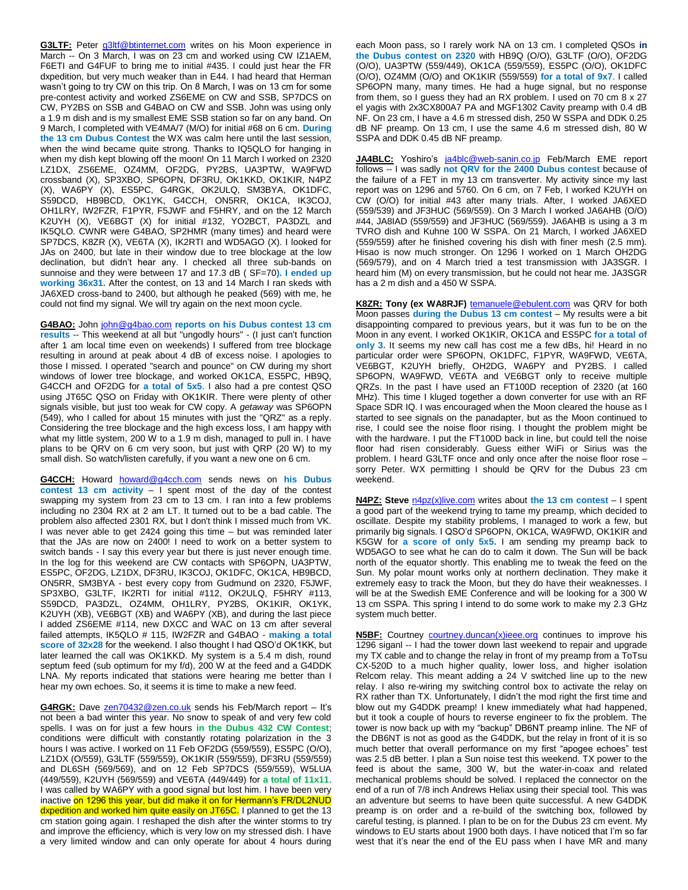**G3LTF:** Peter g3ltf@btinternet.com writes on his Moon experience in March -- On 3 March, I was on 23 cm and worked using CW IZ1AEM, F6ETI and G4FUF to bring me to initial #435. I could just hear the FR dxpedition, but very much weaker than in E44. I had heard that Herman wasn't going to try CW on this trip. On 8 March, I was on 13 cm for some pre-contest activity and worked ZS6EME on CW and SSB, SP7DCS on CW, PY2BS on SSB and G4BAO on CW and SSB. John was using only a 1.9 m dish and is my smallest EME SSB station so far on any band. On 9 March, I completed with VE4MA/7 (M/O) for initial #68 on 6 cm. **During the 13 cm Dubus Contest** the WX was calm here until the last session, when the wind became quite strong. Thanks to IQ5QLO for hanging in when my dish kept blowing off the moon! On 11 March I worked on 2320 LZ1DX, ZS6EME, OZ4MM, OF2DG, PY2BS, UA3PTW, WA9FWD crossband (X), SP3XBO, SP6OPN, DF3RU, OK1KKD, OK1KIR, N4PZ (X), WA6PY (X), ES5PC, G4RGK, OK2ULQ, SM3BYA, OK1DFC, S59DCD, HB9BCD, OK1YK, G4CCH, ON5RR, OK1CA, IK3COJ, OH1LRY, IW2FZR, F1PYR, F5JWF and F5HRY, and on the 12 March K2UYH (X), VE6BGT (X) for initial #132, YO2BCT, PA3DZL and IK5QLO. CWNR were G4BAO, SP2HMR (many times) and heard were SP7DCS, K8ZR (X), VE6TA (X), IK2RTI and WD5AGO (X). I looked for JAs on 2400, but late in their window due to tree blockage at the low declination, but didn't hear any. I checked all three sub-bands on sunnoise and they were between 17 and 17.3 dB ( SF=70**). I ended up working 36x31.** After the contest, on 13 and 14 March I ran skeds with JA6XED cross-band to 2400, but although he peaked (569) with me, he could not find my signal. We will try again on the next moon cycle.

**G4BAO:** John john@g4bao.com **reports on his Dubus contest 13 cm results** -- This weekend at all but "ungodly hours" - (I just can't function after 1 am local time even on weekends) I suffered from tree blockage resulting in around at peak about 4 dB of excess noise. I apologies to those I missed. I operated "search and pounce" on CW during my short windows of lower tree blockage, and worked OK1CA, ES5PC, HB9Q, G4CCH and OF2DG for **a total of 5x5**. I also had a pre contest QSO using JT65C QSO on Friday with OK1KIR. There were plenty of other signals visible, but just too weak for CW copy. A *getaway* was SP6OPN (549), who I called for about 15 minutes with just the "QRZ" as a reply. Considering the tree blockage and the high excess loss, I am happy with what my little system, 200 W to a 1.9 m dish, managed to pull in. I have plans to be QRV on 6 cm very soon, but just with QRP (20 W) to my small dish. So watch/listen carefully, if you want a new one on 6 cm.

**G4CCH:** Howard howard@g4cch.com sends news on **his Dubus contest 13 cm activity** – I spent most of the day of the contest swapping my system from 23 cm to 13 cm. I ran into a few problems including no 2304 RX at 2 am LT. It turned out to be a bad cable. The problem also affected 2301 RX, but I don't think I missed much from VK. I was never able to get 2424 going this time – but was reminded later that the JAs are now on 2400! I need to work on a better system to switch bands - I say this every year but there is just never enough time. In the log for this weekend are CW contacts with SP6OPN, UA3PTW, ES5PC, OF2DG, LZ1DX, DF3RU, IK3COJ, OK1DFC, OK1CA, HB9BCD, ON5RR, SM3BYA - best every copy from Gudmund on 2320, F5JWF, SP3XBO, G3LTF, IK2RTI for initial #112, OK2ULQ, F5HRY #113, S59DCD, PA3DZL, OZ4MM, OH1LRY, PY2BS, OK1KIR, OK1YK, K2UYH (XB), VE6BGT (XB) and WA6PY (XB), and during the last piece I added ZS6EME #114, new DXCC and WAC on 13 cm after several failed attempts, IK5QLO # 115, IW2FZR and G4BAO - **making a total score of 32x28** for the weekend. I also thought I had QSO'd OK1KK, but later learned the call was OK1KKD. My system is a 5.4 m dish, round septum feed (sub optimum for my f/d), 200 W at the feed and a G4DDK LNA. My reports indicated that stations were hearing me better than I hear my own echoes. So, it seems it is time to make a new feed.

**G4RGK:** Dave zen70432@zen.co.uk sends his Feb/March report – It's not been a bad winter this year. No snow to speak of and very few cold spells. I was on for just a few hours **in the Dubus 432 CW Contest**; conditions were difficult with constantly rotating polarization in the 3 hours I was active. I worked on 11 Feb OF2DG (559/559), ES5PC (O/O), LZ1DX (O/559), G3LTF (559/559), OK1KIR (559/559), DF3RU (559/559) and DL6SH (569/569), and on 12 Feb SP7DCS (559/559), W5LUA (449/559), K2UYH (569/559) and VE6TA (449/449) for **a total of 11x11**. I was called by WA6PY with a good signal but lost him. I have been very inactive on 1296 this year, but did make it on for Hermann's FR/DL2NUD dxpedition and worked him quite easily on JT65C. I planned to get the 13 cm station going again. I reshaped the dish after the winter storms to try and improve the efficiency, which is very low on my stressed dish. I have a very limited window and can only operate for about 4 hours during each Moon pass, so I rarely work NA on 13 cm. I completed QSOs **in the Dubus contest on 2320** with HB9Q (O/O), G3LTF (O/O), OF2DG (O/O), UA3PTW (559/449), OK1CA (559/559), ES5PC (O/O), OK1DFC (O/O), OZ4MM (O/O) and OK1KIR (559/559) **for a total of 9x7**. I called SP6OPN many, many times. He had a huge signal, but no response from them, so I guess they had an RX problem. I used on 70 cm 8 x 27 el yagis with 2x3CX800A7 PA and MGF1302 Cavity preamp with 0.4 dB NF. On 23 cm, I have a 4.6 m stressed dish, 250 W SSPA and DDK 0.25 dB NF preamp. On 13 cm, I use the same 4.6 m stressed dish, 80 W SSPA and DDK 0.45 dB NF preamp.

**JA4BLC:** Yoshiro's ja4blc@web-sanin.co.jp Feb/March EME report follows -- I was sadly **not QRV for the 2400 Dubus contest** because of the failure of a FET in my 13 cm transverter. My activity since my last report was on 1296 and 5760. On 6 cm, on 7 Feb, I worked K2UYH on CW (O/O) for initial #43 after many trials. After, I worked JA6XED (559/539) and JF3HUC (569/559). On 3 March I worked JA6AHB (O/O) #44, JA8IAD (559/559) and JF3HUC (569/559). JA6AHB is using a 3 m TVRO dish and Kuhne 100 W SSPA. On 21 March, I worked JA6XED (559/559) after he finished covering his dish with finer mesh (2.5 mm). Hisao is now much stronger. On 1296 I worked on 1 March OH2DG (569/579), and on 4 March tried a test transmission with JA3SGR. I heard him (M) on every transmission, but he could not hear me. JA3SGR has a 2 m dish and a 450 W SSPA.

**K8ZR: Tony (ex WA8RJF)** temanuele@ebulent.com was QRV for both Moon passes **during the Dubus 13 cm contest** – My results were a bit disappointing compared to previous years, but it was fun to be on the Moon in any event. I worked OK1KIR, OK1CA and ES5PC **for a total of only 3.** It seems my new call has cost me a few dBs, hi! Heard in no particular order were SP6OPN, OK1DFC, F1PYR, WA9FWD, VE6TA, VE6BGT, K2UYH briefly, OH2DG, WA6PY and PY2BS. I called SP6OPN, WA9FWD, VE6TA and VE6BGT only to receive multiple QRZs. In the past I have used an FT100D reception of 2320 (at 160 MHz). This time I kluged together a down converter for use with an RF Space SDR IQ. I was encouraged when the Moon cleared the house as I started to see signals on the panadapter, but as the Moon continued to rise, I could see the noise floor rising. I thought the problem might be with the hardware. I put the FT100D back in line, but could tell the noise floor had risen considerably. Guess either WiFi or Sirius was the problem. I heard G3LTF once and only once after the noise floor rose – sorry Peter. WX permitting I should be QRV for the Dubus 23 cm weekend.

**N4PZ: Steve** n4pz(x)live.com writes about **the 13 cm contest** – I spent a good part of the weekend trying to tame my preamp, which decided to oscillate. Despite my stability problems, I managed to work a few, but primarily big signals. I QSO'd SP6OPN, OK1CA, WA9FWD, OK1KIR and K5GW for **a score of only 5x5**. I am sending my preamp back to WD5AGO to see what he can do to calm it down. The Sun will be back north of the equator shortly. This enabling me to tweak the feed on the Sun. My polar mount works only at northern declination. They make it extremely easy to track the Moon, but they do have their weaknesses. I will be at the Swedish EME Conference and will be looking for a 300 W 13 cm SSPA. This spring I intend to do some work to make my 2.3 GHz system much better.

**N5BF:** Courtney courtney.duncan(x)ieee.org continues to improve his 1296 siganl -- I had the tower down last weekend to repair and upgrade my TX cable and to change the relay in front of my preamp from a ToTsu CX-520D to a much higher quality, lower loss, and higher isolation Relcom relay. This meant adding a 24 V switched line up to the new relay. I also re-wiring my switching control box to activate the relay on RX rather than TX. Unfortunately, I didn't the mod right the first time and blow out my G4DDK preamp! I knew immediately what had happened, but it took a couple of hours to reverse engineer to fix the problem. The tower is now back up with my "backup" DB6NT preamp inline. The NF of the DB6NT is not as good as the G4DDK, but the relay in front of it is so much better that overall performance on my first "apogee echoes" test was 2.5 dB better. I plan a Sun noise test this weekend. TX power to the feed is about the same, 300 W, but the water-in-coax and related mechanical problems should be solved. I replaced the connector on the end of a run of 7/8 inch Andrews Heliax using their special tool. This was an adventure but seems to have been quite successful. A new G4DDK preamp is on order and a re-build of the switching box, followed by careful testing, is planned. I plan to be on for the Dubus 23 cm event. My windows to EU starts about 1900 both days. I have noticed that I'm so far west that it's near the end of the EU pass when I have MR and many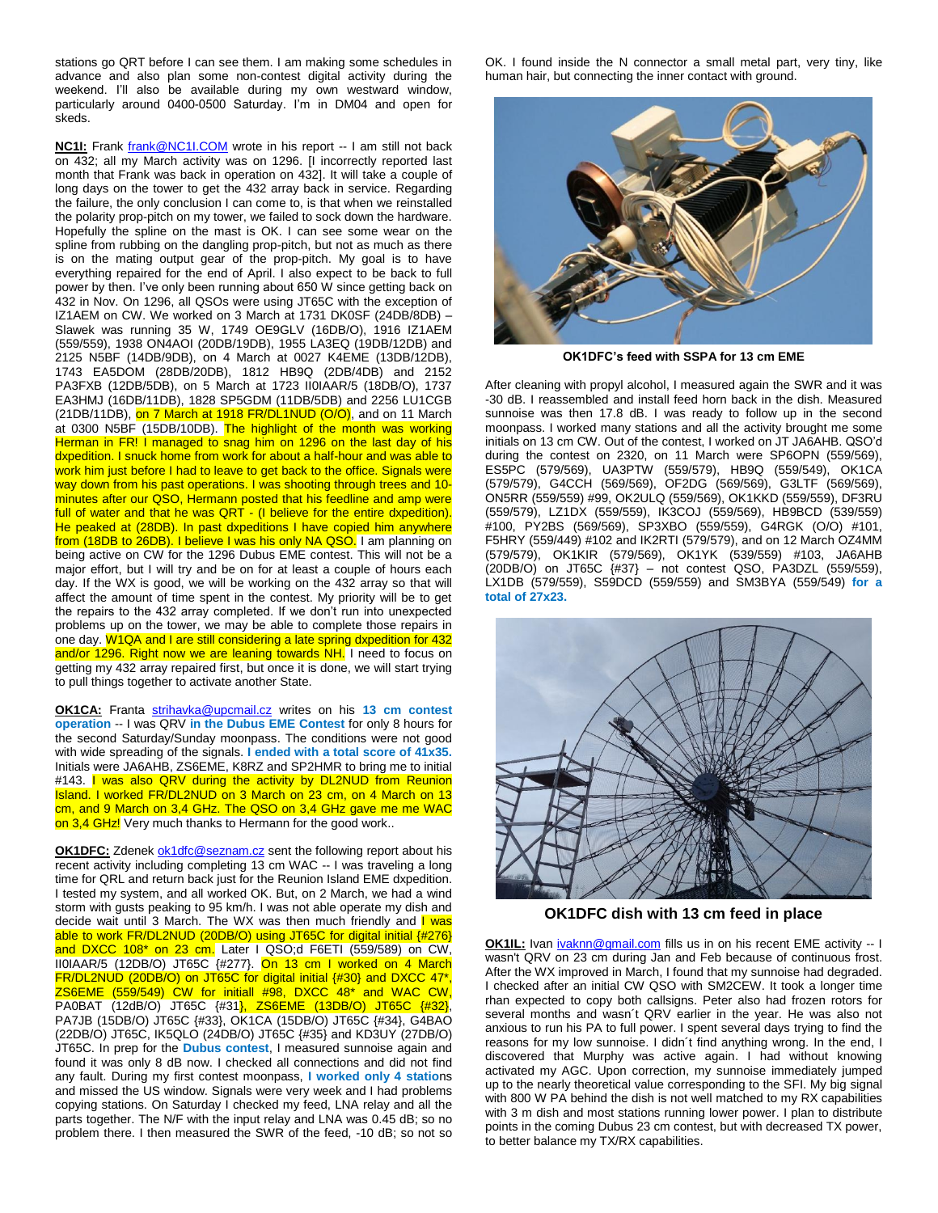stations go QRT before I can see them. I am making some schedules in advance and also plan some non-contest digital activity during the weekend. I'll also be available during my own westward window, particularly around 0400-0500 Saturday. I'm in DM04 and open for skeds.

**NC1I:** Frank frank@NC1I.COM wrote in his report -- I am still not back on 432; all my March activity was on 1296. [I incorrectly reported last month that Frank was back in operation on 432]. It will take a couple of long days on the tower to get the 432 array back in service. Regarding the failure, the only conclusion I can come to, is that when we reinstalled the polarity prop-pitch on my tower, we failed to sock down the hardware. Hopefully the spline on the mast is OK. I can see some wear on the spline from rubbing on the dangling prop-pitch, but not as much as there is on the mating output gear of the prop-pitch. My goal is to have everything repaired for the end of April. I also expect to be back to full power by then. I've only been running about 650 W since getting back on 432 in Nov. On 1296, all QSOs were using JT65C with the exception of IZ1AEM on CW. We worked on 3 March at 1731 DK0SF (24DB/8DB) – Slawek was running 35 W, 1749 OE9GLV (16DB/O), 1916 IZ1AEM (559/559), 1938 ON4AOI (20DB/19DB), 1955 LA3EQ (19DB/12DB) and 2125 N5BF (14DB/9DB), on 4 March at 0027 K4EME (13DB/12DB), 1743 EA5DOM (28DB/20DB), 1812 HB9Q (2DB/4DB) and 2152 PA3FXB (12DB/5DB), on 5 March at 1723 II0IAAR/5 (18DB/O), 1737 EA3HMJ (16DB/11DB), 1828 SP5GDM (11DB/5DB) and 2256 LU1CGB (21DB/11DB), on 7 March at 1918 FR/DL1NUD (O/O), and on 11 March at 0300 N5BF (15DB/10DB). The highlight of the month was working Herman in FR! I managed to snag him on 1296 on the last day of his dxpedition. I snuck home from work for about a half-hour and was able to work him just before I had to leave to get back to the office. Signals were way down from his past operations. I was shooting through trees and 10-minutes after our QSO, Hermann posted that his feedline and amp were full of water and that he was QRT - (I believe for the entire dxpedition). He peaked at (28DB). In past dxpeditions I have copied him anywhere from (18DB to 26DB). I believe I was his only NA QSO. I am planning on being active on CW for the 1296 Dubus EME contest. This will not be a major effort, but I will try and be on for at least a couple of hours each day. If the WX is good, we will be working on the 432 array so that will affect the amount of time spent in the contest. My priority will be to get the repairs to the 432 array completed. If we don't run into unexpected problems up on the tower, we may be able to complete those repairs in one day. W1QA and I are still considering a late spring dxpedition for 432 and/or 1296. Right now we are leaning towards NH. I need to focus on getting my 432 array repaired first, but once it is done, we will start trying to pull things together to activate another State.

**OK1CA:** Franta strihavka@upcmail.cz writes on his **13 cm contest operation** -- I was QRV **in the Dubus EME Contest** for only 8 hours for the second Saturday/Sunday moonpass. The conditions were not good with wide spreading of the signals. **I ended with a total score of 41x35.** Initials were JA6AHB, ZS6EME, K8RZ and SP2HMR to bring me to initial #143. I was also QRV during the activity by DL2NUD from Reunion Island. I worked FR/DL2NUD on 3 March on 23 cm, on 4 March on 13 cm, and 9 March on 3,4 GHz. The QSO on 3,4 GHz gave me me WAC on 3,4 GHz! Very much thanks to Hermann for the good work..

**OK1DFC:** Zdenek ok1dfc@seznam.cz sent the following report about his recent activity including completing 13 cm WAC -- I was traveling a long time for QRL and return back just for the Reunion Island EME dxpedition. I tested my system, and all worked OK. But, on 2 March, we had a wind storm with gusts peaking to 95 km/h. I was not able operate my dish and decide wait until 3 March. The WX was then much friendly and I was able to work FR/DL2NUD (20DB/O) using JT65C for digital initial {#276} and DXCC 108* on 23 cm. Later I QSO;d F6ETI (559/589) on CW, II0IAAR/5 (12DB/O) JT65C {#277}. On 13 cm I worked on 4 March FR/DL2NUD (20DB/O) on JT65C for digital initial {#30} and DXCC 47*, ZS6EME (559/549) CW for initiall #98, DXCC 48* and WAC CW, PA0BAT (12dB/O) JT65C {#31}, ZS6EME (13DB/O) JT65C {#32}, PA7JB (15DB/O) JT65C {#33}, OK1CA (15DB/O) JT65C {#34}, G4BAO (22DB/O) JT65C, IK5QLO (24DB/O) JT65C {#35} and KD3UY (27DB/O) JT65C. In prep for the **Dubus contest**, I measured sunnoise again and found it was only 8 dB now. I checked all connections and did not find any fault. During my first contest moonpass, **I worked only 4 stations** and missed the US window. Signals were very week and I had problems copying stations. On Saturday I checked my feed, LNA relay and all the parts together. The N/F with the input relay and LNA was 0.45 dB; so no problem there. I then measured the SWR of the feed, -10 dB; so not so OK. I found inside the N connector a small metal part, very tiny, like human hair, but connecting the inner contact with ground.

**OK1DFC's feed with SSPA for 13 cm EME**

After cleaning with propyl alcohol, I measured again the SWR and it was -30 dB. I reassembled and install feed horn back in the dish. Measured sunnoise was then 17.8 dB. I was ready to follow up in the second moonpass. I worked many stations and all the activity brought me some initials on 13 cm CW. Out of the contest, I worked on JT JA6AHB. QSO'd during the contest on 2320, on 11 March were SP6OPN (559/569), ES5PC (579/569), UA3PTW (559/579), HB9Q (559/549), OK1CA (579/579), G4CCH (569/569), OF2DG (569/569), G3LTF (569/569), ON5RR (559/559) #99, OK2ULQ (559/569), OK1KKD (559/559), DF3RU (559/579), LZ1DX (559/559), IK3COJ (559/569), HB9BCD (539/559) #100, PY2BS (569/569), SP3XBO (559/559), G4RGK (O/O) #101, F5HRY (559/449) #102 and IK2RTI (579/579), and on 12 March OZ4MM (579/579), OK1KIR (579/569), OK1YK (539/559) #103, JA6AHB (20DB/O) on JT65C {#37} – not contest QSO, PA3DZL (559/559), LX1DB (579/559), S59DCD (559/559) and SM3BYA (559/549) **for a total of 27x23.**

**OK1DFC dish with 13 cm feed in place**

**OK1IL:** Ivan ivaknn@gmail.com fills us in on his recent EME activity -- I wasn't QRV on 23 cm during Jan and Feb because of continuous frost. After the WX improved in March, I found that my sunnoise had degraded. I checked after an initial CW QSO with SM2CEW. It took a longer time rhan expected to copy both callsigns. Peter also had frozen rotors for several months and wasn´t QRV earlier in the year. He was also not anxious to run his PA to full power. I spent several days trying to find the reasons for my low sunnoise. I didn´t find anything wrong. In the end, I discovered that Murphy was active again. I had without knowing activated my AGC. Upon correction, my sunnoise immediately jumped up to the nearly theoretical value corresponding to the SFI. My big signal with 800 W PA behind the dish is not well matched to my RX capabilities with 3 m dish and most stations running lower power. I plan to distribute points in the coming Dubus 23 cm contest, but with decreased TX power, to better balance my TX/RX capabilities.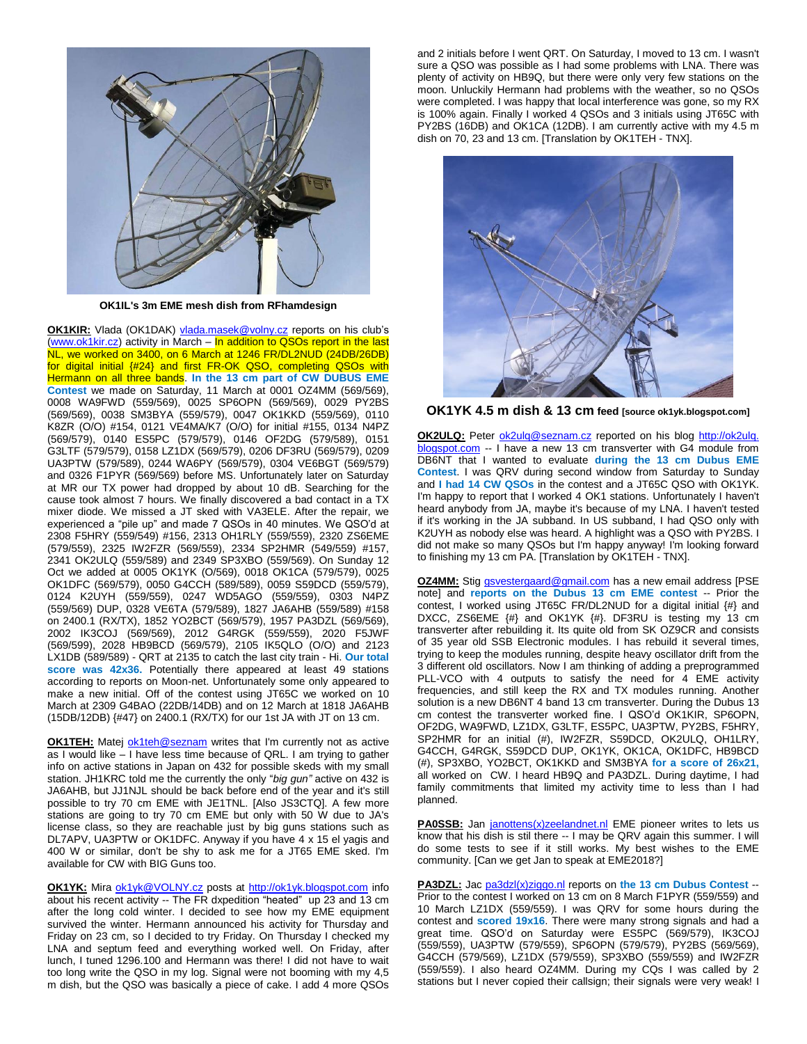OK1IL's 3m EME mesh dish from RFhamdesign

**OK1KIR:** Vlada (OK1DAK) vlada.masek@volny.cz reports on his club's (www.ok1kir.cz) activity in March – In addition to QSOs report in the last NL, we worked on 3400, on 6 March at 1246 FR/DL2NUD (24DB/26DB) for digital initial {#24} and first FR-OK QSO, completing QSOs with Hermann on all three bands. **In the 13 cm part of CW DUBUS EME Contest** we made on Saturday, 11 March at 0001 OZ4MM (569/569), 0008 WA9FWD (559/569), 0025 SP6OPN (569/569), 0029 PY2BS (569/569), 0038 SM3BYA (559/579), 0047 OK1KKD (559/569), 0110 K8ZR (O/O) #154, 0121 VE4MA/K7 (O/O) for initial #155, 0134 N4PZ (569/579), 0140 ES5PC (579/579), 0146 OF2DG (579/589), 0151 G3LTF (579/579), 0158 LZ1DX (569/579), 0206 DF3RU (569/579), 0229 UA3PTW (579/589), 0244 WA6PY (569/579), 0304 VE6BGT (569/579) and 0326 F1PYR (569/569) before MS. Unfortunately later on Saturday at MR our TX power had dropped by about 10 dB. Searching for the cause took almost 7 hours. We finally discovered a bad contact in a TX mixer diode. We missed a JT sked with VA3ELE. After the repair, we experienced a "pile up" and made 7 QSOs in 40 minutes. We QSO'd at 2308 F5HRY (559/549) #156, 2313 OH1RLY (559/559), 2320 ZS6EME (579/559), 2325 IW2FZR (569/559), 2334 SP2HMR (549/559) #157, 2341 OK2ULQ (559/589) and 2349 SP3XBO (559/569). On Sunday 12 Oct we added at 0005 OK1YK (O/569), 0018 OK1CA (579/579), 0025 OK1DFC (569/579), 0050 G4CCH (589/589), 0059 S59DCD (559/579), 0124 K2UYH (559/559), 0247 WD5AGO (559/559), 0303 N4PZ (559/569) DUP, 0328 VE6TA (579/589), 1827 JA6AHB (559/589) #158 on 2400.1 (RX/TX), 1852 YO2BCT (569/579), 1957 PA3DZL (569/569), 2002 IK3COJ (569/569), 2012 G4RGK (559/559), 2020 F5JWF (569/599), 2028 HB9BCD (569/579), 2105 IK5QLO (O/O) and 2123 LX1DB (589/589) - QRT at 2135 to catch the last city train - Hi. **Our total score was 42x36.** Potentially there appeared at least 49 stations according to reports on Moon-net. Unfortunately some only appeared to make a new initial. Off of the contest using JT65C we worked on 10 March at 2309 G4BAO (22DB/14DB) and on 12 March at 1818 JA6AHB (15DB/12DB) {#47} on 2400.1 (RX/TX) for our 1st JA with JT on 13 cm.

**OK1TEH:** Matej ok1teh@seznam writes that I'm currently not as active as I would like – I have less time because of QRL. I am trying to gather info on active stations in Japan on 432 for possible skeds with my small station. JH1KRC told me the currently the only "*big gun*" active on 432 is JA6AHB, but JJ1NJL should be back before end of the year and it's still possible to try 70 cm EME with JE1TNL. [Also JS3CTQ]. A few more stations are going to try 70 cm EME but only with 50 W due to JA's license class, so they are reachable just by big guns stations such as DL7APV, UA3PTW or OK1DFC. Anyway if you have 4 x 15 el yagis and 400 W or similar, don't be shy to ask me for a JT65 EME sked. I'm available for CW with BIG Guns too.

**OK1YK:** Mira ok1yk@VOLNY.cz posts at http://ok1yk.blogspot.com info about his recent activity -- The FR dxpedition "heated" up 23 and 13 cm after the long cold winter. I decided to see how my EME equipment survived the winter. Hermann announced his activity for Thursday and Friday on 23 cm, so I decided to try Friday. On Thursday I checked my LNA and septum feed and everything worked well. On Friday, after lunch, I tuned 1296.100 and Hermann was there! I did not have to wait too long write the QSO in my log. Signal were not booming with my 4,5 m dish, but the QSO was basically a piece of cake. I add 4 more QSOs and 2 initials before I went QRT. On Saturday, I moved to 13 cm. I wasn't sure a QSO was possible as I had some problems with LNA. There was plenty of activity on HB9Q, but there were only very few stations on the moon. Unluckily Hermann had problems with the weather, so no QSOs were completed. I was happy that local interference was gone, so my RX is 100% again. Finally I worked 4 QSOs and 3 initials using JT65C with PY2BS (16DB) and OK1CA (12DB). I am currently active with my 4.5 m dish on 70, 23 and 13 cm. [Translation by OK1TEH - TNX].

**OK1YK 4.5 m dish & 13 cm feed** [source ok1yk.blogspot.com]

**OK2ULQ:** Peter ok2ulq@seznam.cz reported on his blog http://ok2ulq.blogspot.com -- I have a new 13 cm transverter with G4 module from DB6NT that I wanted to evaluate **during the 13 cm Dubus EME Contest**. I was QRV during second window from Saturday to Sunday and **I had 14 CW QSOs** in the contest and a JT65C QSO with OK1YK. I'm happy to report that I worked 4 OK1 stations. Unfortunately I haven't heard anybody from JA, maybe it's because of my LNA. I haven't tested if it's working in the JA subband. In US subband, I had QSO only with K2UYH as nobody else was heard. A highlight was a QSO with PY2BS. I did not make so many QSOs but I'm happy anyway! I'm looking forward to finishing my 13 cm PA. [Translation by OK1TEH - TNX].

**OZ4MM:** Stig gsvestergaard@gmail.com has a new email address [PSE note] and **reports on the Dubus 13 cm EME contest** -- Prior the contest, I worked using JT65C FR/DL2NUD for a digital initial {#} and DXCC, ZS6EME {#} and OK1YK {#}. DF3RU is testing my 13 cm transverter after rebuilding it. Its quite old from SK OZ9CR and consists of 35 year old SSB Electronic modules. I has rebuild it several times, trying to keep the modules running, despite heavy oscillator drift from the 3 different old oscillators. Now I am thinking of adding a preprogrammed PLL-VCO with 4 outputs to satisfy the need for 4 EME activity frequencies, and still keep the RX and TX modules running. Another solution is a new DB6NT 4 band 13 cm transverter. During the Dubus 13 cm contest the transverter worked fine. I QSO'd OK1KIR, SP6OPN, OF2DG, WA9FWD, LZ1DX, G3LTF, ES5PC, UA3PTW, PY2BS, F5HRY, SP2HMR for an initial (#), IW2FZR, S59DCD, OK2ULQ, OH1LRY, G4CCH, G4RGK, S59DCD DUP, OK1YK, OK1CA, OK1DFC, HB9BCD (#), SP3XBO, YO2BCT, OK1KKD and SM3BYA **for a score of 26x21,** all worked on CW. I heard HB9Q and PA3DZL. During daytime, I had family commitments that limited my activity time to less than I had planned.

**PA0SSB:** Jan janottens(x)zeelandnet.nl EME pioneer writes to lets us know that his dish is stil there -- I may be QRV again this summer. I will do some tests to see if it still works. My best wishes to the EME community. [Can we get Jan to speak at EME2018?]

**PA3DZL:** Jac pa3dzl(x)ziggo.nl reports on **the 13 cm Dubus Contest** -- Prior to the contest I worked on 13 cm on 8 March F1PYR (559/559) and 10 March LZ1DX (559/559). I was QRV for some hours during the contest and **scored 19x16**. There were many strong signals and had a great time. QSO'd on Saturday were ES5PC (569/579), IK3COJ (559/559), UA3PTW (579/559), SP6OPN (579/579), PY2BS (569/559), G4CCH (579/569), LZ1DX (579/559), SP3XBO (559/559) and IW2FZR (559/559). I also heard OZ4MM. During my CQs I was called by 2 stations but I never copied their callsign; their signals were very weak! I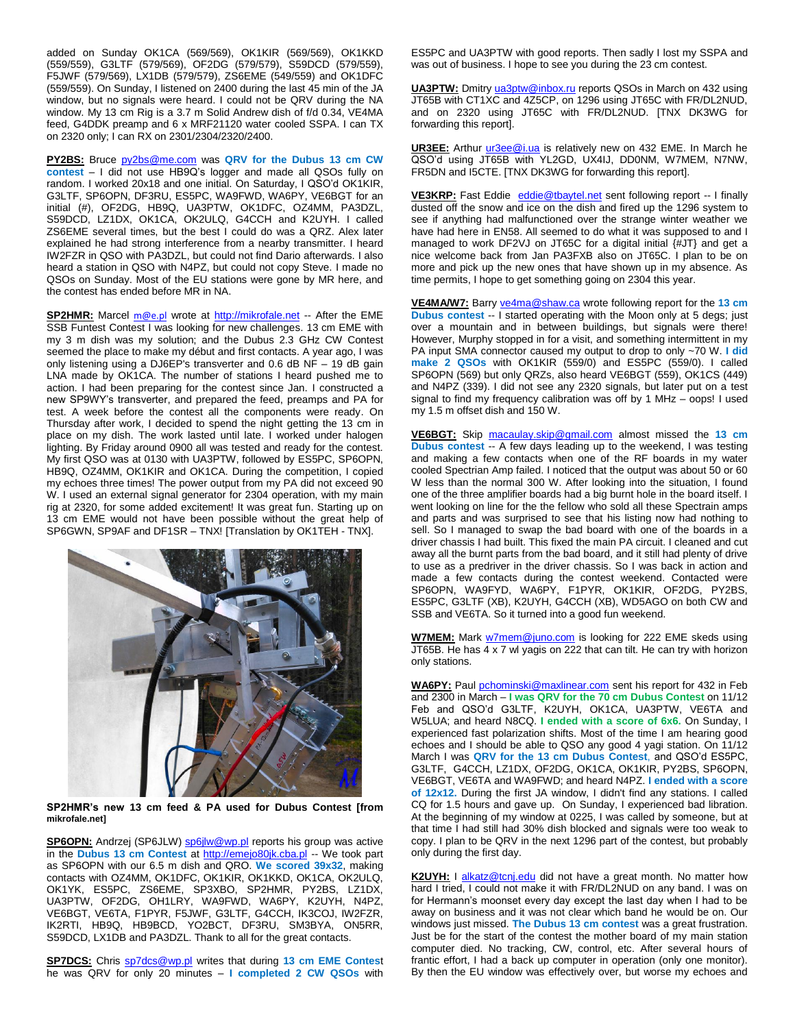added on Sunday OK1CA (569/569), OK1KIR (569/569), OK1KKD (559/559), G3LTF (579/569), OF2DG (579/579), S59DCD (579/559), F5JWF (579/569), LX1DB (579/579), ZS6EME (549/559) and OK1DFC (559/559). On Sunday, I listened on 2400 during the last 45 min of the JA window, but no signals were heard. I could not be QRV during the NA window. My 13 cm Rig is a 3.7 m Solid Andrew dish of f/d 0.34, VE4MA feed, G4DDK preamp and 6 x MRF21120 water cooled SSPA. I can TX on 2320 only; I can RX on 2301/2304/2320/2400.

**PY2BS:** Bruce py2bs@me.com was **QRV for the Dubus 13 cm CW contest** – I did not use HB9Q's logger and made all QSOs fully on random. I worked 20x18 and one initial. On Saturday, I QSO'd OK1KIR, G3LTF, SP6OPN, DF3RU, ES5PC, WA9FWD, WA6PY, VE6BGT for an initial (#), OF2DG, HB9Q, UA3PTW, OK1DFC, OZ4MM, PA3DZL, S59DCD, LZ1DX, OK1CA, OK2ULQ, G4CCH and K2UYH. I called ZS6EME several times, but the best I could do was a QRZ. Alex later explained he had strong interference from a nearby transmitter. I heard IW2FZR in QSO with PA3DZL, but could not find Dario afterwards. I also heard a station in QSO with N4PZ, but could not copy Steve. I made no QSOs on Sunday. Most of the EU stations were gone by MR here, and the contest has ended before MR in NA.

**SP2HMR:** Marcel m@e.pl wrote at http://mikrofale.net -- After the EME SSB Funtest Contest I was looking for new challenges. 13 cm EME with my 3 m dish was my solution; and the Dubus 2.3 GHz CW Contest seemed the place to make my début and first contacts. A year ago, I was only listening using a DJ6EP's transverter and 0.6 dB NF – 19 dB gain LNA made by OK1CA. The number of stations I heard pushed me to action. I had been preparing for the contest since Jan. I constructed a new SP9WY's transverter, and prepared the feed, preamps and PA for test. A week before the contest all the components were ready. On Thursday after work, I decided to spend the night getting the 13 cm in place on my dish. The work lasted until late. I worked under halogen lighting. By Friday around 0900 all was tested and ready for the contest. My first QSO was at 0130 with UA3PTW, followed by ES5PC, SP6OPN, HB9Q, OZ4MM, OK1KIR and OK1CA. During the competition, I copied my echoes three times! The power output from my PA did not exceed 90 W. I used an external signal generator for 2304 operation, with my main rig at 2320, for some added excitement! It was great fun. Starting up on 13 cm EME would not have been possible without the great help of SP6GWN, SP9AF and DF1SR – TNX! [Translation by OK1TEH - TNX].

**SP2HMR's new 13 cm feed & PA used for Dubus Contest [from mikrofale.net]**

**SP6OPN:** Andrzej (SP6JLW) sp6jlw@wp.pl reports his group was active in the **Dubus 13 cm Contest** at http://emejo80jk.cba.pl -- We took part as SP6OPN with our 6.5 m dish and QRO. **We scored 39x32**, making contacts with OZ4MM, OK1DFC, OK1KIR, OK1KKD, OK1CA, OK2ULQ, OK1YK, ES5PC, ZS6EME, SP3XBO, SP2HMR, PY2BS, LZ1DX, UA3PTW, OF2DG, OH1LRY, WA9FWD, WA6PY, K2UYH, N4PZ, VE6BGT, VE6TA, F1PYR, F5JWF, G3LTF, G4CCH, IK3COJ, IW2FZR, IK2RTI, HB9Q, HB9BCD, YO2BCT, DF3RU, SM3BYA, ON5RR, S59DCD, LX1DB and PA3DZL. Thank to all for the great contacts.

**SP7DCS:** Chris sp7dcs@wp.pl writes that during **13 cm EME Contest** he was QRV for only 20 minutes – **I completed 2 CW QSOs** with ES5PC and UA3PTW with good reports. Then sadly I lost my SSPA and was out of business. I hope to see you during the 23 cm contest.

**UA3PTW:** Dmitry ua3ptw@inbox.ru reports QSOs in March on 432 using JT65B with CT1XC and 4Z5CP, on 1296 using JT65C with FR/DL2NUD, and on 2320 using JT65C with FR/DL2NUD. [TNX DK3WG for forwarding this report].

**UR3EE:** Arthur ur3ee@i.ua is relatively new on 432 EME. In March he QSO'd using JT65B with YL2GD, UX4IJ, DD0NM, W7MEM, N7NW, FR5DN and I5CTE. [TNX DK3WG for forwarding this report].

**VE3KRP:** Fast Eddie eddie@tbaytel.net sent following report -- I finally dusted off the snow and ice on the dish and fired up the 1296 system to see if anything had malfunctioned over the strange winter weather we have had here in EN58. All seemed to do what it was supposed to and I managed to work DF2VJ on JT65C for a digital initial {#JT} and get a nice welcome back from Jan PA3FXB also on JT65C. I plan to be on more and pick up the new ones that have shown up in my absence. As time permits, I hope to get something going on 2304 this year.

**VE4MA/W7:** Barry ve4ma@shaw.ca wrote following report for the **13 cm Dubus contest** -- I started operating with the Moon only at 5 degs; just over a mountain and in between buildings, but signals were there! However, Murphy stopped in for a visit, and something intermittent in my PA input SMA connector caused my output to drop to only ~70 W. **I did make 2 QSOs** with OK1KIR (559/0) and ES5PC (559/0). I called SP6OPN (569) but only QRZs, also heard VE6BGT (559), OK1CS (449) and N4PZ (339). I did not see any 2320 signals, but later put on a test signal to find my frequency calibration was off by 1 MHz – oops! I used my 1.5 m offset dish and 150 W.

**VE6BGT:** Skip macaulay.skip@gmail.com almost missed the **13 cm Dubus contest** -- A few days leading up to the weekend, I was testing and making a few contacts when one of the RF boards in my water cooled Spectrian Amp failed. I noticed that the output was about 50 or 60 W less than the normal 300 W. After looking into the situation, I found one of the three amplifier boards had a big burnt hole in the board itself. I went looking on line for the the fellow who sold all these Spectrain amps and parts and was surprised to see that his listing now had nothing to sell. So I managed to swap the bad board with one of the boards in a driver chassis I had built. This fixed the main PA circuit. I cleaned and cut away all the burnt parts from the bad board, and it still had plenty of drive to use as a predriver in the driver chassis. So I was back in action and made a few contacts during the contest weekend. Contacted were SP6OPN, WA9FYD, WA6PY, F1PYR, OK1KIR, OF2DG, PY2BS, ES5PC, G3LTF (XB), K2UYH, G4CCH (XB), WD5AGO on both CW and SSB and VE6TA. So it turned into a good fun weekend.

**W7MEM:** Mark w7mem@juno.com is looking for 222 EME skeds using JT65B. He has 4 x 7 wl yagis on 222 that can tilt. He can try with horizon only stations.

**WA6PY:** Paul pchominski@maxlinear.com sent his report for 432 in Feb and 2300 in March – **I was QRV for the 70 cm Dubus Contest** on 11/12 Feb and QSO'd G3LTF, K2UYH, OK1CA, UA3PTW, VE6TA and W5LUA; and heard N8CQ. **I ended with a score of 6x6.** On Sunday, I experienced fast polarization shifts. Most of the time I am hearing good echoes and I should be able to QSO any good 4 yagi station. On 11/12 March I was **QRV for the 13 cm Dubus Contest**, and QSO'd ES5PC, G3LTF, G4CCH, LZ1DX, OF2DG, OK1CA, OK1KIR, PY2BS, SP6OPN, VE6BGT, VE6TA and WA9FWD; and heard N4PZ. **I ended with a score of 12x12.** During the first JA window, I didn't find any stations. I called CQ for 1.5 hours and gave up. On Sunday, I experienced bad libration. At the beginning of my window at 0225, I was called by someone, but at that time I had still had 30% dish blocked and signals were too weak to copy. I plan to be QRV in the next 1296 part of the contest, but probably only during the first day.

**K2UYH:** I alkatz@tcnj.edu did not have a great month. No matter how hard I tried, I could not make it with FR/DL2NUD on any band. I was on for Hermann's moonset every day except the last day when I had to be away on business and it was not clear which band he would be on. Our windows just missed. **The Dubus 13 cm contest** was a great frustration. Just be for the start of the contest the mother board of my main station computer died. No tracking, CW, control, etc. After several hours of frantic effort, I had a back up computer in operation (only one monitor). By then the EU window was effectively over, but worse my echoes and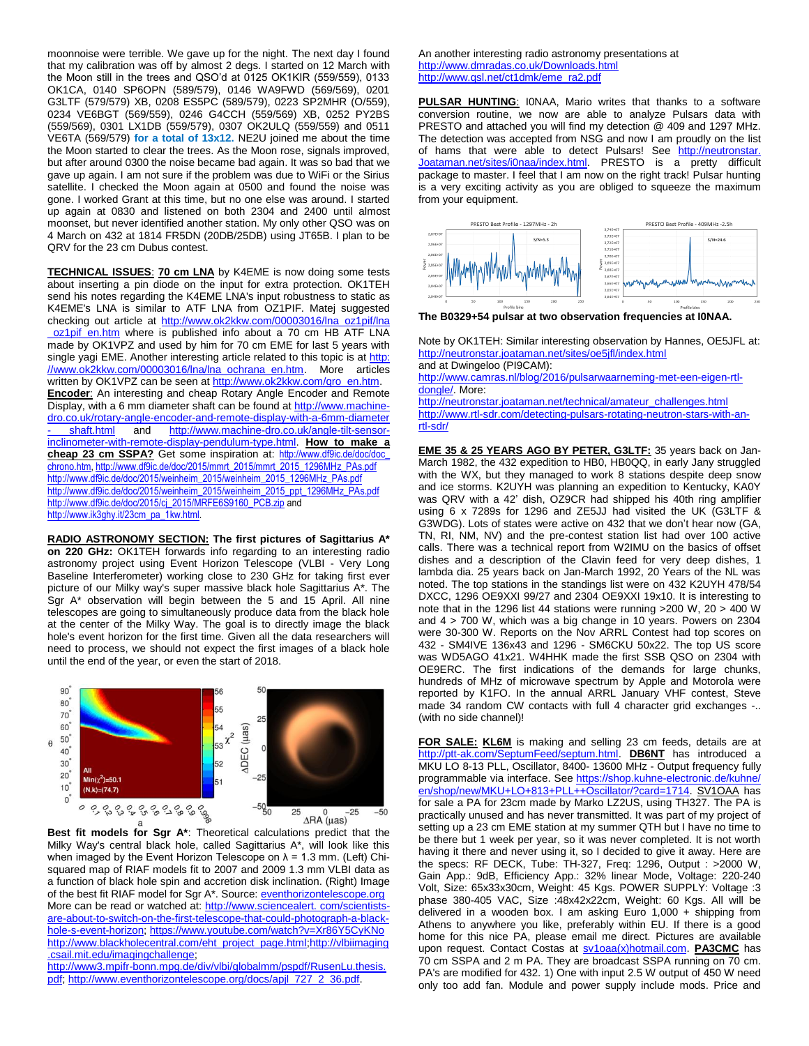moonnoise were terrible. We gave up for the night. The next day I found that my calibration was off by almost 2 degs. I started on 12 March with the Moon still in the trees and QSO'd at 0125 OK1KIR (559/559), 0133 OK1CA, 0140 SP6OPN (589/579), 0146 WA9FWD (569/569), 0201 G3LTF (579/579) XB, 0208 ES5PC (589/579), 0223 SP2MHR (O/559), 0234 VE6BGT (569/559), 0246 G4CCH (559/569) XB, 0252 PY2BS (559/569), 0301 LX1DB (559/579), 0307 OK2ULQ (559/559) and 0511 VE6TA (569/579) **for a total of 13x12.** NE2U joined me about the time the Moon started to clear the trees. As the Moon rose, signals improved, but after around 0300 the noise became bad again. It was so bad that we gave up again. I am not sure if the problem was due to WiFi or the Sirius satellite. I checked the Moon again at 0500 and found the noise was gone. I worked Grant at this time, but no one else was around. I started up again at 0830 and listened on both 2304 and 2400 until almost moonset, but never identified another station. My only other QSO was on 4 March on 432 at 1814 FR5DN (20DB/25DB) using JT65B. I plan to be QRV for the 23 cm Dubus contest.

**TECHNICAL ISSUES**: **70 cm LNA** by K4EME is now doing some tests about inserting a pin diode on the input for extra protection. OK1TEH send his notes regarding the K4EME LNA's input robustness to static as K4EME's LNA is similar to ATF LNA from OZ1PIF. Matej suggested checking out article at http://www.ok2kkw.com/00003016/lna_oz1pif/lna_oz1pif_en.htm where is published info about a 70 cm HB ATF LNA made by OK1VPZ and used by him for 70 cm EME for last 5 years with single yagi EME. Another interesting article related to this topic is at http://www.ok2kkw.com/00003016/lna/lna_ochrana_en.htm. More articles written by OK1VPZ can be seen at http://www.ok2kkw.com/qro_en.htm. **Encoder**: An interesting and cheap Rotary Angle Encoder and Remote Display, with a 6 mm diameter shaft can be found at http://www.machine-dro.co.uk/rotary-angle-encoder-and-remote-display-with-a-6mm-diameter-shaft.html and http://www.machine-dro.co.uk/angle-tilt-sensor-inclinometer-with-remote-display-pendulum-type.html. **How to make a cheap 23 cm SSPA?** Get some inspiration at: http://www.df9ic.de/doc/doc_chrono.htm, http://www.df9ic.de/doc/2015/mmrt_2015/mmrt_2015_1296MHz_PAs.pdf http://www.df9ic.de/doc/2015/weinheim_2015/weinheim_2015_1296MHz_PAs.pdf http://www.df9ic.de/doc/2015/weinheim_2015/weinheim_2015_ppt_1296MHz_PAs.pdf http://www.df9ic.de/doc/2015/cj_2015/MRFE6S9160_PCB.zip and http://www.ik3ghy.it/23cm_pa_1kw.html.

**RADIO ASTRONOMY SECTION: The first pictures of Sagittarius A\* on 220 GHz:** OK1TEH forwards info regarding to an interesting radio astronomy project using Event Horizon Telescope (VLBI - Very Long Baseline Interferometer) working close to 230 GHz for taking first ever picture of our Milky way's super massive black hole Sagittarius A\*. The Sgr A\* observation will begin between the 5 and 15 April. All nine telescopes are going to simultaneously produce data from the black hole at the center of the Milky Way. The goal is to directly image the black hole's event horizon for the first time. Given all the data researchers will need to process, we should not expect the first images of a black hole until the end of the year, or even the start of 2018.

**Best fit models for Sgr A\***: Theoretical calculations predict that the Milky Way's central black hole, called Sagittarius A\*, will look like this when imaged by the Event Horizon Telescope on λ = 1.3 mm. (Left) Chi-squared map of RIAF models fit to 2007 and 2009 1.3 mm VLBI data as a function of black hole spin and accretion disk inclination. (Right) Image of the best fit RIAF model for Sgr A\*. Source: eventhorizontelescope.org More can be read or watched at: http://www.sciencealert.com/scientists-are-about-to-switch-on-the-first-telescope-that-could-photograph-a-black-hole-s-event-horizon; https://www.youtube.com/watch?v=Xr86Y5CyKNo http://www.blackholecentral.com/eht_project_page.html;http://vlbiimaging.csail.mit.edu/imagingchallenge; http://www3.mpifr-bonn.mpg.de/div/vlbi/globalmm/pspdf/RusenLu.thesis.pdf; http://www.eventhorizontelescope.org/docs/apjl_727_2_36.pdf.

An another interesting radio astronomy presentations at http://www.dmradas.co.uk/Downloads.html http://www.qsl.net/ct1dmk/eme_ra2.pdf

**PULSAR HUNTING**: I0NAA, Mario writes that thanks to a software conversion routine, we now are able to analyze Pulsars data with PRESTO and attached you will find my detection @ 409 and 1297 MHz. The detection was accepted from NSG and now I am proudly on the list of hams that were able to detect Pulsars! See http://neutronstar.Joataman.net/sites/i0naa/index.html. PRESTO is a pretty difficult package to master. I feel that I am now on the right track! Pulsar hunting is a very exciting activity as you are obliged to squeeze the maximum from your equipment.

**The B0329+54 pulsar at two observation frequencies at I0NAA.**

Note by OK1TEH: Similar interesting observation by Hannes, OE5JFL at: http://neutronstar.joataman.net/sites/oe5jfl/index.html and at Dwingeloo (PI9CAM): http://www.camras.nl/blog/2016/pulsarwaarneming-met-een-eigen-rtl-dongle/. More: http://neutronstar.joataman.net/technical/amateur_challenges.html http://www.rtl-sdr.com/detecting-pulsars-rotating-neutron-stars-with-an-rtl-sdr/

**EME 35 & 25 YEARS AGO BY PETER, G3LTF:** 35 years back on Jan-March 1982, the 432 expedition to HB0, HB0QQ, in early Jany struggled with the WX, but they managed to work 8 stations despite deep snow and ice storms. K2UYH was planning an expedition to Kentucky, KA0Y was QRV with a 42' dish, OZ9CR had shipped his 40th ring amplifier using 6 x 7289s for 1296 and ZE5JJ had visited the UK (G3LTF & G3WDG). Lots of states were active on 432 that we don't hear now (GA, TN, RI, NM, NV) and the pre-contest station list had over 100 active calls. There was a technical report from W2IMU on the basics of offset dishes and a description of the Clavin feed for very deep dishes, 1 lambda dia. 25 years back on Jan-March 1992, 20 Years of the NL was noted. The top stations in the standings list were on 432 K2UYH 478/54 DXCC, 1296 OE9XXI 99/27 and 2304 OE9XXI 19x10. It is interesting to note that in the 1296 list 44 stations were running >200 W, 20 > 400 W and 4 > 700 W, which was a big change in 10 years. Powers on 2304 were 30-300 W. Reports on the Nov ARRL Contest had top scores on 432 - SM4IVE 136x43 and 1296 - SM6CKU 50x22. The top US score was WD5AGO 41x21. W4HHK made the first SSB QSO on 2304 with OE9ERC. The first indications of the demands for large chunks, hundreds of MHz of microwave spectrum by Apple and Motorola were reported by K1FO. In the annual ARRL January VHF contest, Steve made 34 random CW contacts with full 4 character grid exchanges -.. (with no side channel)!

**FOR SALE: KL6M** is making and selling 23 cm feeds, details are at http://ptt-ak.com/SeptumFeed/septum.html. **DB6NT** has introduced a MKU LO 8-13 PLL, Oscillator, 8400- 13600 MHz - Output frequency fully programmable via interface. See https://shop.kuhne-electronic.de/kuhne/en/shop/new/MKU+LO+813+PLL++Oscillator/?card=1714. SV1OAA has for sale a PA for 23cm made by Marko LZ2US, using TH327. The PA is practically unused and has never transmitted. It was part of my project of setting up a 23 cm EME station at my summer QTH but I have no time to be there but 1 week per year, so it was never completed. It is not worth having it there and never using it, so I decided to give it away. Here are the specs: RF DECK, Tube: TH-327, Freq: 1296, Output : >2000 W, Gain App.: 9dB, Efficiency App.: 32% linear Mode, Voltage: 220-240 Volt, Size: 65x33x30cm, Weight: 45 Kgs. POWER SUPPLY: Voltage :3 phase 380-405 VAC, Size :48x42x22cm, Weight: 60 Kgs. All will be delivered in a wooden box. I am asking Euro 1,000 + shipping from Athens to anywhere you like, preferably within EU. If there is a good home for this nice PA, please email me direct. Pictures are available upon request. Contact Costas at sv1oaa(x)hotmail.com. **PA3CMC** has 70 cm SSPA and 2 m PA. They are broadcast SSPA running on 70 cm. PA's are modified for 432. 1) One with input 2.5 W output of 450 W need only too add fan. Module and power supply include mods. Price and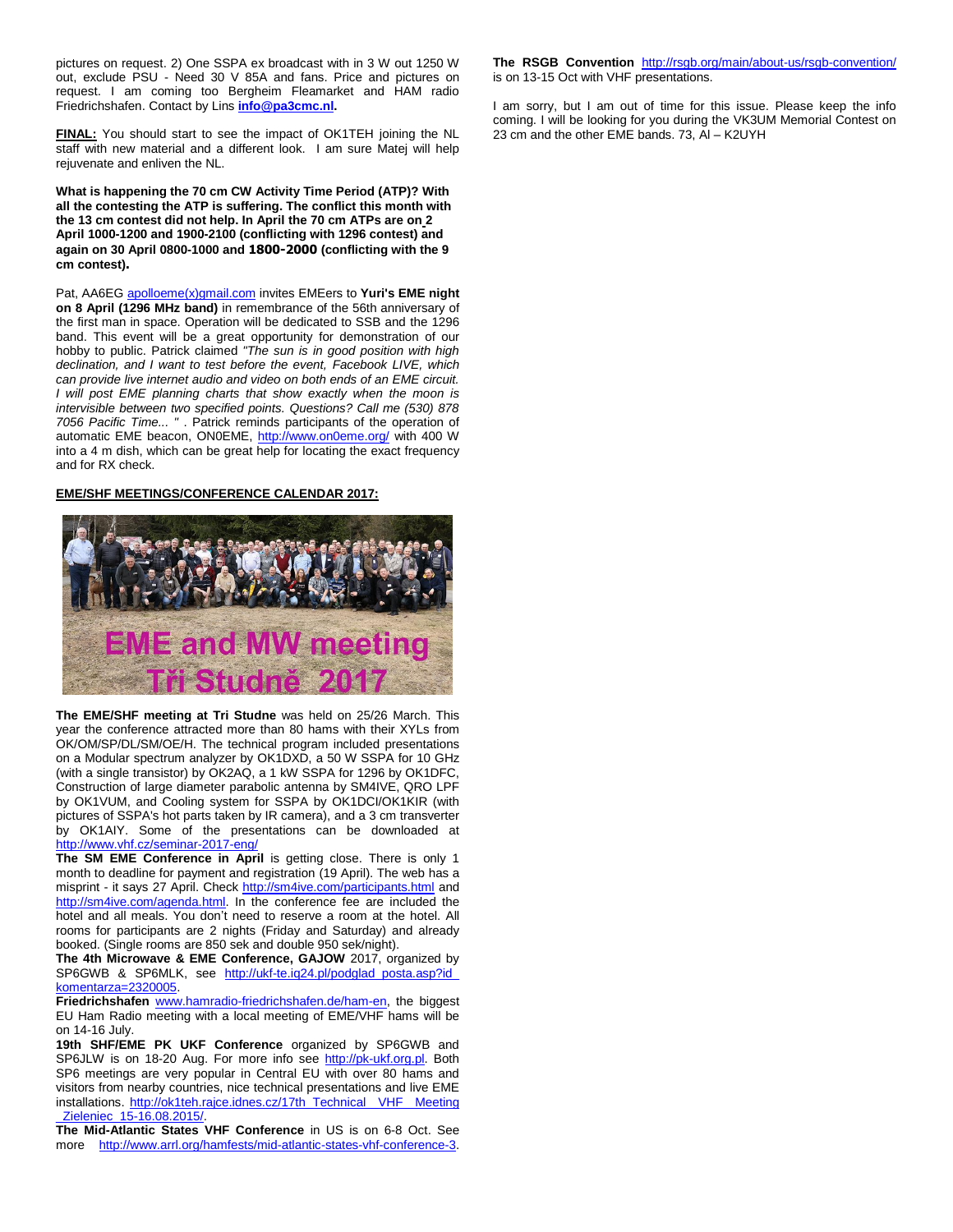pictures on request. 2) One SSPA ex broadcast with in 3 W out 1250 W out, exclude PSU - Need 30 V 85A and fans. Price and pictures on request. I am coming too Bergheim Fleamarket and HAM radio Friedrichshafen. Contact by Lins **info@pa3cmc.nl.**

**FINAL:** You should start to see the impact of OK1TEH joining the NL staff with new material and a different look. I am sure Matej will help rejuvenate and enliven the NL.

**What is happening the 70 cm CW Activity Time Period (ATP)? With all the contesting the ATP is suffering. The conflict this month with the 13 cm contest did not help. In April the 70 cm ATPs are on 2 April 1000-1200 and 1900-2100 (conflicting with 1296 contest) and again on 30 April 0800-1000 and 1800-2000 (conflicting with the 9 cm contest).**

Pat, AA6EG apolloeme(x)gmail.com invites EMEers to **Yuri's EME night on 8 April (1296 MHz band)** in remembrance of the 56th anniversary of the first man in space. Operation will be dedicated to SSB and the 1296 band. This event will be a great opportunity for demonstration of our hobby to public. Patrick claimed *"The sun is in good position with high declination, and I want to test before the event, Facebook LIVE, which can provide live internet audio and video on both ends of an EME circuit. I will post EME planning charts that show exactly when the moon is intervisible between two specified points. Questions? Call me (530) 878 7056 Pacific Time... "* . Patrick reminds participants of the operation of automatic EME beacon, ON0EME, http://www.on0eme.org/ with 400 W into a 4 m dish, which can be great help for locating the exact frequency and for RX check.

**EME/SHF MEETINGS/CONFERENCE CALENDAR 2017:**

EME and MW meeting Tři Studně 2017

**The EME/SHF meeting at Tri Studne** was held on 25/26 March. This year the conference attracted more than 80 hams with their XYLs from OK/OM/SP/DL/SM/OE/H. The technical program included presentations on a Modular spectrum analyzer by OK1DXD, a 50 W SSPA for 10 GHz (with a single transistor) by OK2AQ, a 1 kW SSPA for 1296 by OK1DFC, Construction of large diameter parabolic antenna by SM4IVE, QRO LPF by OK1VUM, and Cooling system for SSPA by OK1DCI/OK1KIR (with pictures of SSPA's hot parts taken by IR camera), and a 3 cm transverter by OK1AIY. Some of the presentations can be downloaded at http://www.vhf.cz/seminar-2017-eng/

**The SM EME Conference in April** is getting close. There is only 1 month to deadline for payment and registration (19 April). The web has a misprint - it says 27 April. Check http://sm4ive.com/participants.html and http://sm4ive.com/agenda.html. In the conference fee are included the hotel and all meals. You don't need to reserve a room at the hotel. All rooms for participants are 2 nights (Friday and Saturday) and already booked. (Single rooms are 850 sek and double 950 sek/night).

**The 4th Microwave & EME Conference, GAJOW** 2017, organized by SP6GWB & SP6MLK, see http://ukf-te.iq24.pl/podglad_posta.asp?id_komentarza=2320005.

**Friedrichshafen** www.hamradio-friedrichshafen.de/ham-en, the biggest EU Ham Radio meeting with a local meeting of EME/VHF hams will be on 14-16 July.

**19th SHF/EME PK UKF Conference** organized by SP6GWB and SP6JLW is on 18-20 Aug. For more info see http://pk-ukf.org.pl. Both SP6 meetings are very popular in Central EU with over 80 hams and visitors from nearby countries, nice technical presentations and live EME installations. http://ok1teh.rajce.idnes.cz/17th_Technical_VHF_Meeting_Zieleniec_15-16.08.2015/.

**The Mid-Atlantic States VHF Conference** in US is on 6-8 Oct. See more http://www.arrl.org/hamfests/mid-atlantic-states-vhf-conference-3.

**The RSGB Convention** http://rsgb.org/main/about-us/rsgb-convention/ is on 13-15 Oct with VHF presentations.

I am sorry, but I am out of time for this issue. Please keep the info coming. I will be looking for you during the VK3UM Memorial Contest on 23 cm and the other EME bands. 73, Al – K2UYH